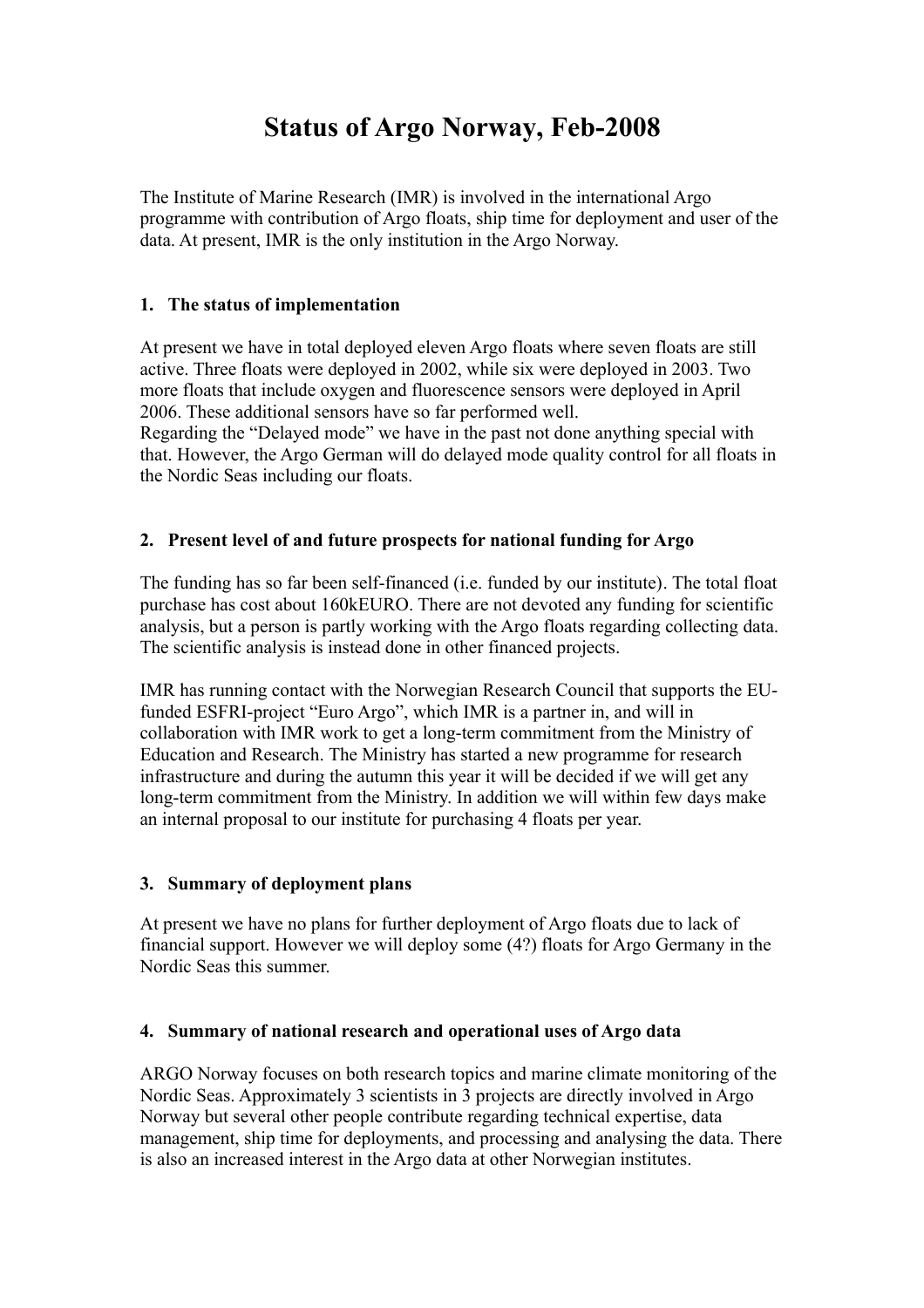# Status of Argo Norway, Feb-2008

The Institute of Marine Research (IMR) is involved in the international Argo programme with contribution of Argo floats, ship time for deployment and user of the data. At present, IMR is the only institution in the Argo Norway.

## 1. The status of implementation

At present we have in total deployed eleven Argo floats where seven floats are still active. Three floats were deployed in 2002, while six were deployed in 2003. Two more floats that include oxygen and fluorescence sensors were deployed in April 2006. These additional sensors have so far performed well.
Regarding the "Delayed mode" we have in the past not done anything special with that. However, the Argo German will do delayed mode quality control for all floats in the Nordic Seas including our floats.

## 2. Present level of and future prospects for national funding for Argo

The funding has so far been self-financed (i.e. funded by our institute). The total float purchase has cost about 160kEURO. There are not devoted any funding for scientific analysis, but a person is partly working with the Argo floats regarding collecting data. The scientific analysis is instead done in other financed projects.

IMR has running contact with the Norwegian Research Council that supports the EU-funded ESFRI-project "Euro Argo", which IMR is a partner in, and will in collaboration with IMR work to get a long-term commitment from the Ministry of Education and Research. The Ministry has started a new programme for research infrastructure and during the autumn this year it will be decided if we will get any long-term commitment from the Ministry. In addition we will within few days make an internal proposal to our institute for purchasing 4 floats per year.

## 3. Summary of deployment plans

At present we have no plans for further deployment of Argo floats due to lack of financial support. However we will deploy some (4?) floats for Argo Germany in the Nordic Seas this summer.

## 4. Summary of national research and operational uses of Argo data

ARGO Norway focuses on both research topics and marine climate monitoring of the Nordic Seas. Approximately 3 scientists in 3 projects are directly involved in Argo Norway but several other people contribute regarding technical expertise, data management, ship time for deployments, and processing and analysing the data. There is also an increased interest in the Argo data at other Norwegian institutes.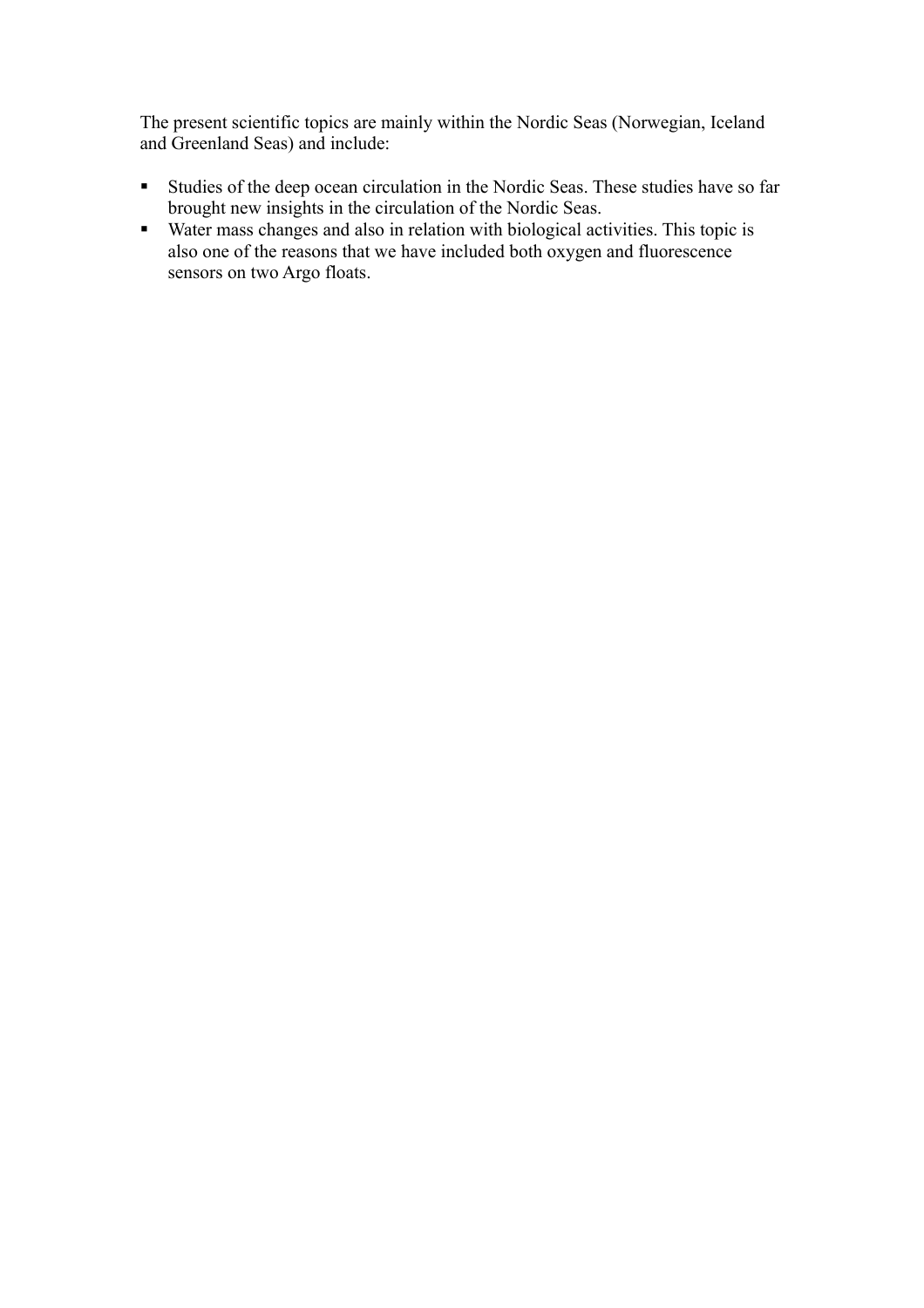The present scientific topics are mainly within the Nordic Seas (Norwegian, Iceland and Greenland Seas) and include:

- Studies of the deep ocean circulation in the Nordic Seas. These studies have so far brought new insights in the circulation of the Nordic Seas.
- Water mass changes and also in relation with biological activities. This topic is also one of the reasons that we have included both oxygen and fluorescence sensors on two Argo floats.